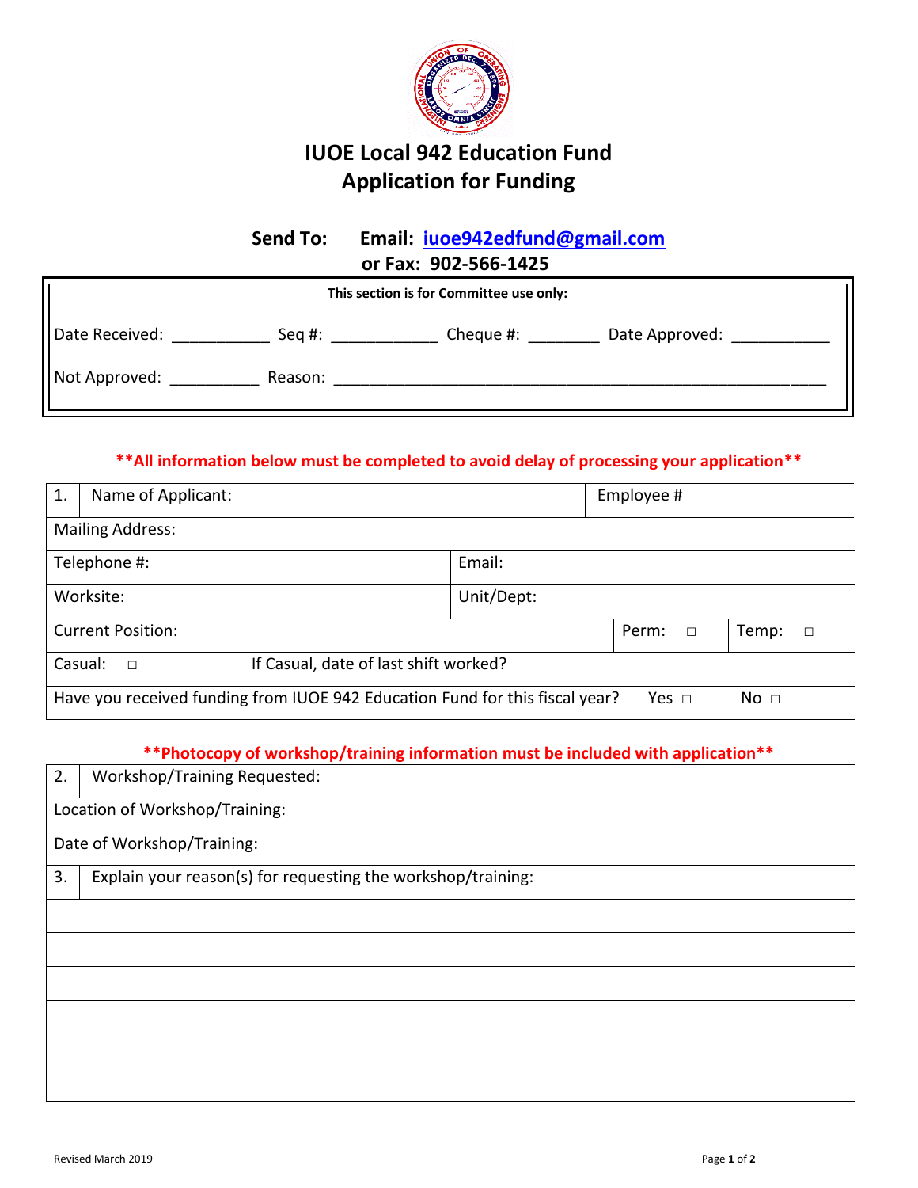# IUOE Local 942 Education Fund
## Application for Funding

**Send To: Email: iuoe942edfund@gmail.com**
**or Fax: 902-566-1425**

| This section is for Committee use only: |
|---|
| Date Received: ___________ Seq #: ____________ Cheque #: ________ Date Approved: ___________ |
| Not Approved: __________ Reason: _______________________________________________________ |

****All information below must be completed to avoid delay of processing your application****

| | | | |
|---|---|---|---|
| 1. Name of Applicant: | | Employee # | |
| Mailing Address: | | | |
| Telephone #: | Email: | | |
| Worksite: | Unit/Dept: | | |
| Current Position: | | Perm: □ | Temp: □ |
| Casual: □ If Casual, date of last shift worked? | | | |
| Have you received funding from IUOE 942 Education Fund for this fiscal year? Yes □ No □ | | | |

****Photocopy of workshop/training information must be included with application****

| |
|---|
| 2. Workshop/Training Requested: |
| Location of Workshop/Training: |
| Date of Workshop/Training: |
| 3. Explain your reason(s) for requesting the workshop/training: |
| |
| |
| |
| |
| |
| |

Revised March 2019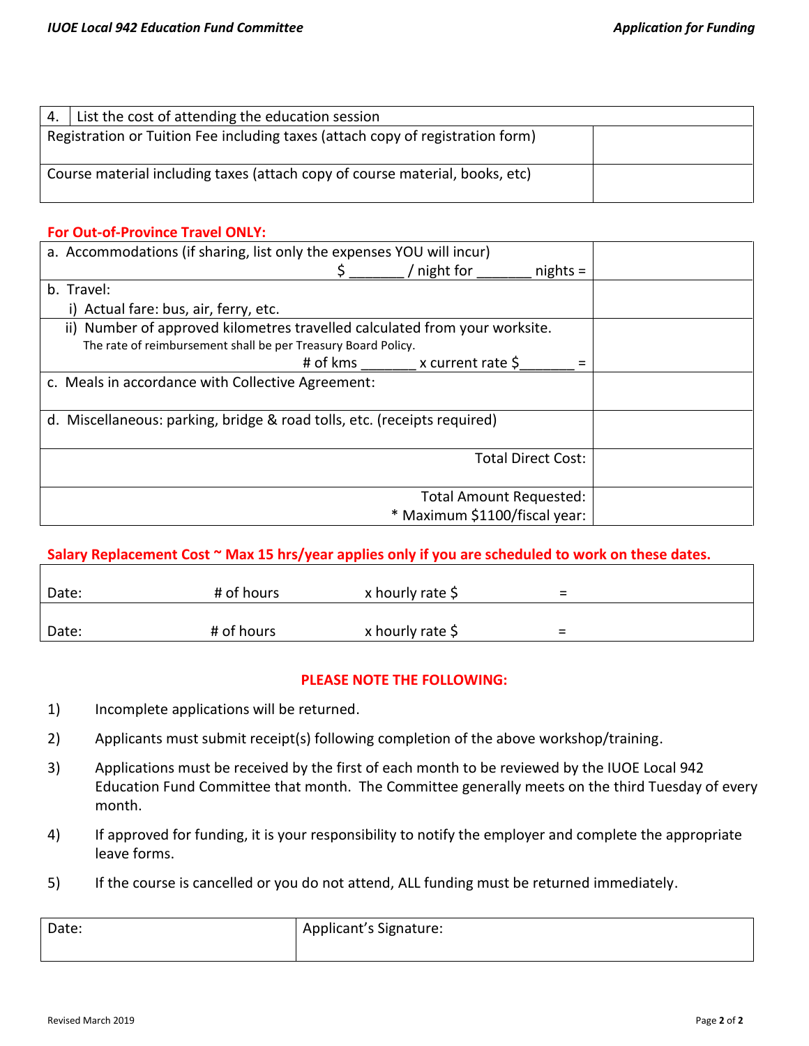| 4. List the cost of attending the education session | |
|---|---|
| Registration or Tuition Fee including taxes (attach copy of registration form) | |
| Course material including taxes (attach copy of course material, books, etc) | |

**For Out-of-Province Travel ONLY:**

| | |
|---|---|
| a. Accommodations (if sharing, list only the expenses YOU will incur)<br>$ _______ / night for _______ nights = | |
| b. Travel:<br>i) Actual fare: bus, air, ferry, etc. | |
| ii) Number of approved kilometres travelled calculated from your worksite.<br>The rate of reimbursement shall be per Treasury Board Policy.<br># of kms _______ x current rate $_______ = | |
| c. Meals in accordance with Collective Agreement: | |
| d. Miscellaneous: parking, bridge & road tolls, etc. (receipts required) | |
| Total Direct Cost: | |
| Total Amount Requested:<br>* Maximum $1100/fiscal year: | |

**Salary Replacement Cost ~ Max 15 hrs/year applies only if you are scheduled to work on these dates.**

| | | | |
|---|---|---|---|
| Date: | # of hours | x hourly rate $ | = |
| Date: | # of hours | x hourly rate $ | = |

**PLEASE NOTE THE FOLLOWING:**

1) Incomplete applications will be returned.
2) Applicants must submit receipt(s) following completion of the above workshop/training.
3) Applications must be received by the first of each month to be reviewed by the IUOE Local 942 Education Fund Committee that month. The Committee generally meets on the third Tuesday of every month.
4) If approved for funding, it is your responsibility to notify the employer and complete the appropriate leave forms.
5) If the course is cancelled or you do not attend, ALL funding must be returned immediately.

| Date: | Applicant's Signature: |
|---|---|
| | |

Revised March 2019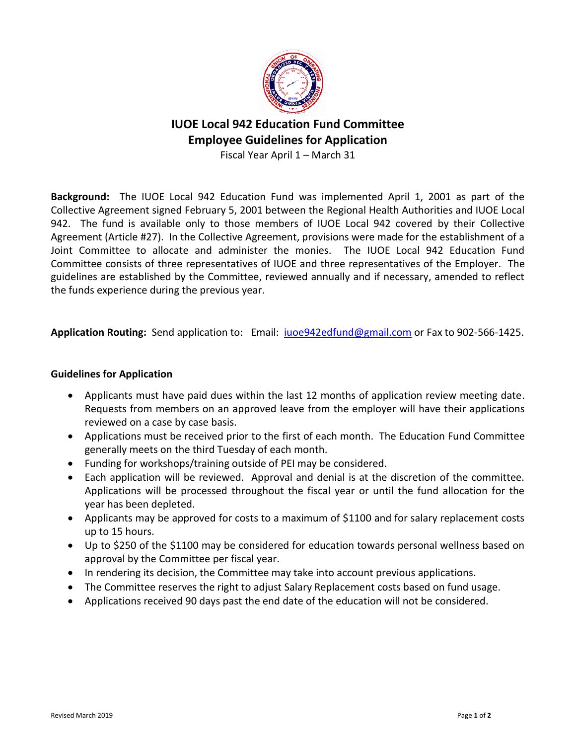# IUOE Local 942 Education Fund Committee
## Employee Guidelines for Application

Fiscal Year April 1 – March 31

**Background:** The IUOE Local 942 Education Fund was implemented April 1, 2001 as part of the Collective Agreement signed February 5, 2001 between the Regional Health Authorities and IUOE Local 942. The fund is available only to those members of IUOE Local 942 covered by their Collective Agreement (Article #27). In the Collective Agreement, provisions were made for the establishment of a Joint Committee to allocate and administer the monies. The IUOE Local 942 Education Fund Committee consists of three representatives of IUOE and three representatives of the Employer. The guidelines are established by the Committee, reviewed annually and if necessary, amended to reflect the funds experience during the previous year.

**Application Routing:** Send application to: Email: iuoe942edfund@gmail.com or Fax to 902-566-1425.

### Guidelines for Application

- Applicants must have paid dues within the last 12 months of application review meeting date. Requests from members on an approved leave from the employer will have their applications reviewed on a case by case basis.
- Applications must be received prior to the first of each month. The Education Fund Committee generally meets on the third Tuesday of each month.
- Funding for workshops/training outside of PEI may be considered.
- Each application will be reviewed. Approval and denial is at the discretion of the committee. Applications will be processed throughout the fiscal year or until the fund allocation for the year has been depleted.
- Applicants may be approved for costs to a maximum of $1100 and for salary replacement costs up to 15 hours.
- Up to $250 of the $1100 may be considered for education towards personal wellness based on approval by the Committee per fiscal year.
- In rendering its decision, the Committee may take into account previous applications.
- The Committee reserves the right to adjust Salary Replacement costs based on fund usage.
- Applications received 90 days past the end date of the education will not be considered.

Revised March 2019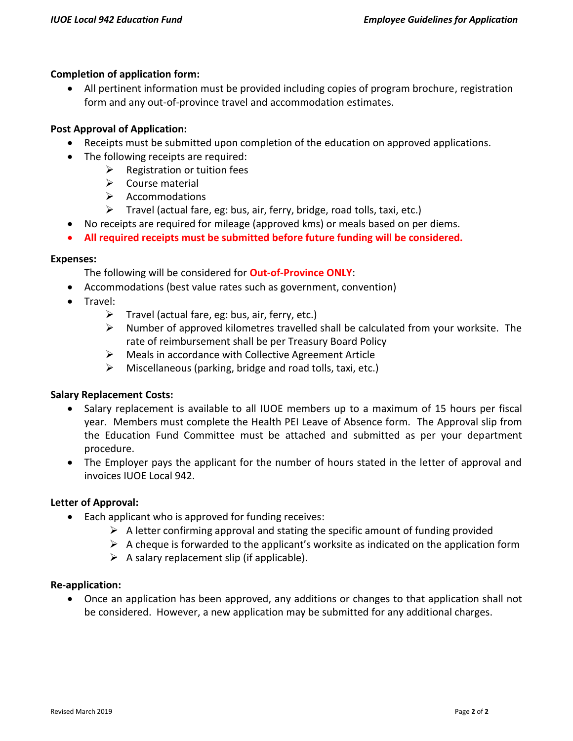**Completion of application form:**

- All pertinent information must be provided including copies of program brochure, registration form and any out-of-province travel and accommodation estimates.

**Post Approval of Application:**

- Receipts must be submitted upon completion of the education on approved applications.
- The following receipts are required:
  - Registration or tuition fees
  - Course material
  - Accommodations
  - Travel (actual fare, eg: bus, air, ferry, bridge, road tolls, taxi, etc.)
- No receipts are required for mileage (approved kms) or meals based on per diems.
- **All required receipts must be submitted before future funding will be considered.**

**Expenses:**

The following will be considered for **Out-of-Province ONLY**:

- Accommodations (best value rates such as government, convention)
- Travel:
  - Travel (actual fare, eg: bus, air, ferry, etc.)
  - Number of approved kilometres travelled shall be calculated from your worksite. The rate of reimbursement shall be per Treasury Board Policy
  - Meals in accordance with Collective Agreement Article
  - Miscellaneous (parking, bridge and road tolls, taxi, etc.)

**Salary Replacement Costs:**

- Salary replacement is available to all IUOE members up to a maximum of 15 hours per fiscal year. Members must complete the Health PEI Leave of Absence form. The Approval slip from the Education Fund Committee must be attached and submitted as per your department procedure.
- The Employer pays the applicant for the number of hours stated in the letter of approval and invoices IUOE Local 942.

**Letter of Approval:**

- Each applicant who is approved for funding receives:
  - A letter confirming approval and stating the specific amount of funding provided
  - A cheque is forwarded to the applicant's worksite as indicated on the application form
  - A salary replacement slip (if applicable).

**Re-application:**

- Once an application has been approved, any additions or changes to that application shall not be considered. However, a new application may be submitted for any additional charges.

Revised March 2019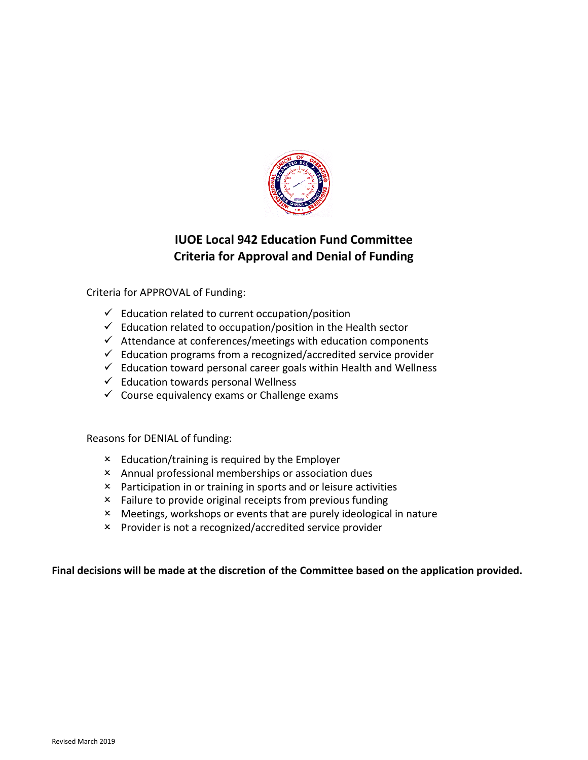# IUOE Local 942 Education Fund Committee
# Criteria for Approval and Denial of Funding

Criteria for APPROVAL of Funding:

- ✓ Education related to current occupation/position
- ✓ Education related to occupation/position in the Health sector
- ✓ Attendance at conferences/meetings with education components
- ✓ Education programs from a recognized/accredited service provider
- ✓ Education toward personal career goals within Health and Wellness
- ✓ Education towards personal Wellness
- ✓ Course equivalency exams or Challenge exams

Reasons for DENIAL of funding:

- × Education/training is required by the Employer
- × Annual professional memberships or association dues
- × Participation in or training in sports and or leisure activities
- × Failure to provide original receipts from previous funding
- × Meetings, workshops or events that are purely ideological in nature
- × Provider is not a recognized/accredited service provider

**Final decisions will be made at the discretion of the Committee based on the application provided.**

Revised March 2019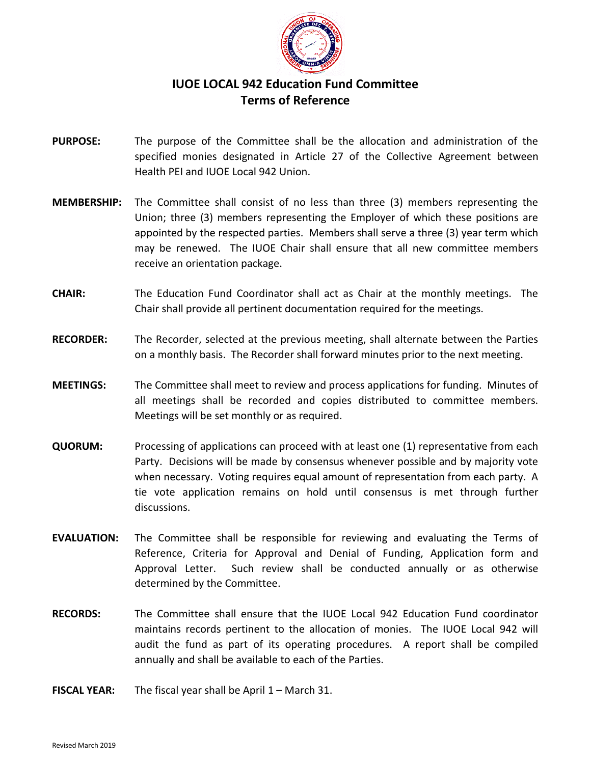# IUOE LOCAL 942 Education Fund Committee
# Terms of Reference

**PURPOSE:** The purpose of the Committee shall be the allocation and administration of the specified monies designated in Article 27 of the Collective Agreement between Health PEI and IUOE Local 942 Union.

**MEMBERSHIP:** The Committee shall consist of no less than three (3) members representing the Union; three (3) members representing the Employer of which these positions are appointed by the respected parties. Members shall serve a three (3) year term which may be renewed. The IUOE Chair shall ensure that all new committee members receive an orientation package.

**CHAIR:** The Education Fund Coordinator shall act as Chair at the monthly meetings. The Chair shall provide all pertinent documentation required for the meetings.

**RECORDER:** The Recorder, selected at the previous meeting, shall alternate between the Parties on a monthly basis. The Recorder shall forward minutes prior to the next meeting.

**MEETINGS:** The Committee shall meet to review and process applications for funding. Minutes of all meetings shall be recorded and copies distributed to committee members. Meetings will be set monthly or as required.

**QUORUM:** Processing of applications can proceed with at least one (1) representative from each Party. Decisions will be made by consensus whenever possible and by majority vote when necessary. Voting requires equal amount of representation from each party. A tie vote application remains on hold until consensus is met through further discussions.

**EVALUATION:** The Committee shall be responsible for reviewing and evaluating the Terms of Reference, Criteria for Approval and Denial of Funding, Application form and Approval Letter. Such review shall be conducted annually or as otherwise determined by the Committee.

**RECORDS:** The Committee shall ensure that the IUOE Local 942 Education Fund coordinator maintains records pertinent to the allocation of monies. The IUOE Local 942 will audit the fund as part of its operating procedures. A report shall be compiled annually and shall be available to each of the Parties.

**FISCAL YEAR:** The fiscal year shall be April 1 – March 31.

Revised March 2019